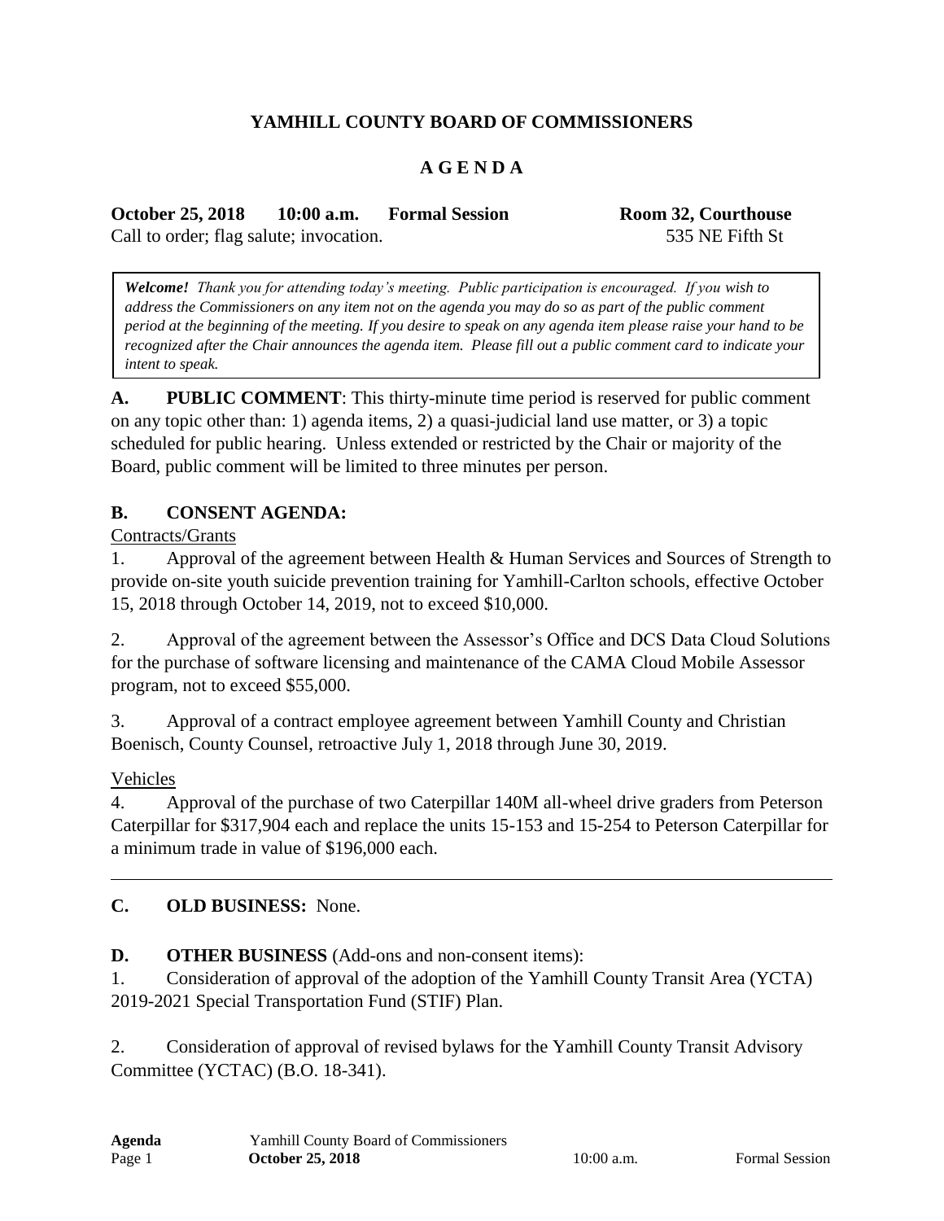**YAMHILL COUNTY BOARD OF COMMISSIONERS**

**A G E N D A**

**October 25, 2018 10:00 a.m. Formal Session Room 32, Courthouse**

Call to order; flag salute; invocation. 535 NE Fifth St

> ***Welcome!*** *Thank you for attending today's meeting. Public participation is encouraged. If you wish to address the Commissioners on any item not on the agenda you may do so as part of the public comment period at the beginning of the meeting. If you desire to speak on any agenda item please raise your hand to be recognized after the Chair announces the agenda item. Please fill out a public comment card to indicate your intent to speak.*

**A. PUBLIC COMMENT**: This thirty-minute time period is reserved for public comment on any topic other than: 1) agenda items, 2) a quasi-judicial land use matter, or 3) a topic scheduled for public hearing. Unless extended or restricted by the Chair or majority of the Board, public comment will be limited to three minutes per person.

**B. CONSENT AGENDA:**

<u>Contracts/Grants</u>

1. Approval of the agreement between Health & Human Services and Sources of Strength to provide on-site youth suicide prevention training for Yamhill-Carlton schools, effective October 15, 2018 through October 14, 2019, not to exceed $10,000.

2. Approval of the agreement between the Assessor's Office and DCS Data Cloud Solutions for the purchase of software licensing and maintenance of the CAMA Cloud Mobile Assessor program, not to exceed $55,000.

3. Approval of a contract employee agreement between Yamhill County and Christian Boenisch, County Counsel, retroactive July 1, 2018 through June 30, 2019.

<u>Vehicles</u>

4. Approval of the purchase of two Caterpillar 140M all-wheel drive graders from Peterson Caterpillar for $317,904 each and replace the units 15-153 and 15-254 to Peterson Caterpillar for a minimum trade in value of $196,000 each.

---

**C. OLD BUSINESS:** None.

**D. OTHER BUSINESS** (Add-ons and non-consent items):

1. Consideration of approval of the adoption of the Yamhill County Transit Area (YCTA) 2019-2021 Special Transportation Fund (STIF) Plan.

2. Consideration of approval of revised bylaws for the Yamhill County Transit Advisory Committee (YCTAC) (B.O. 18-341).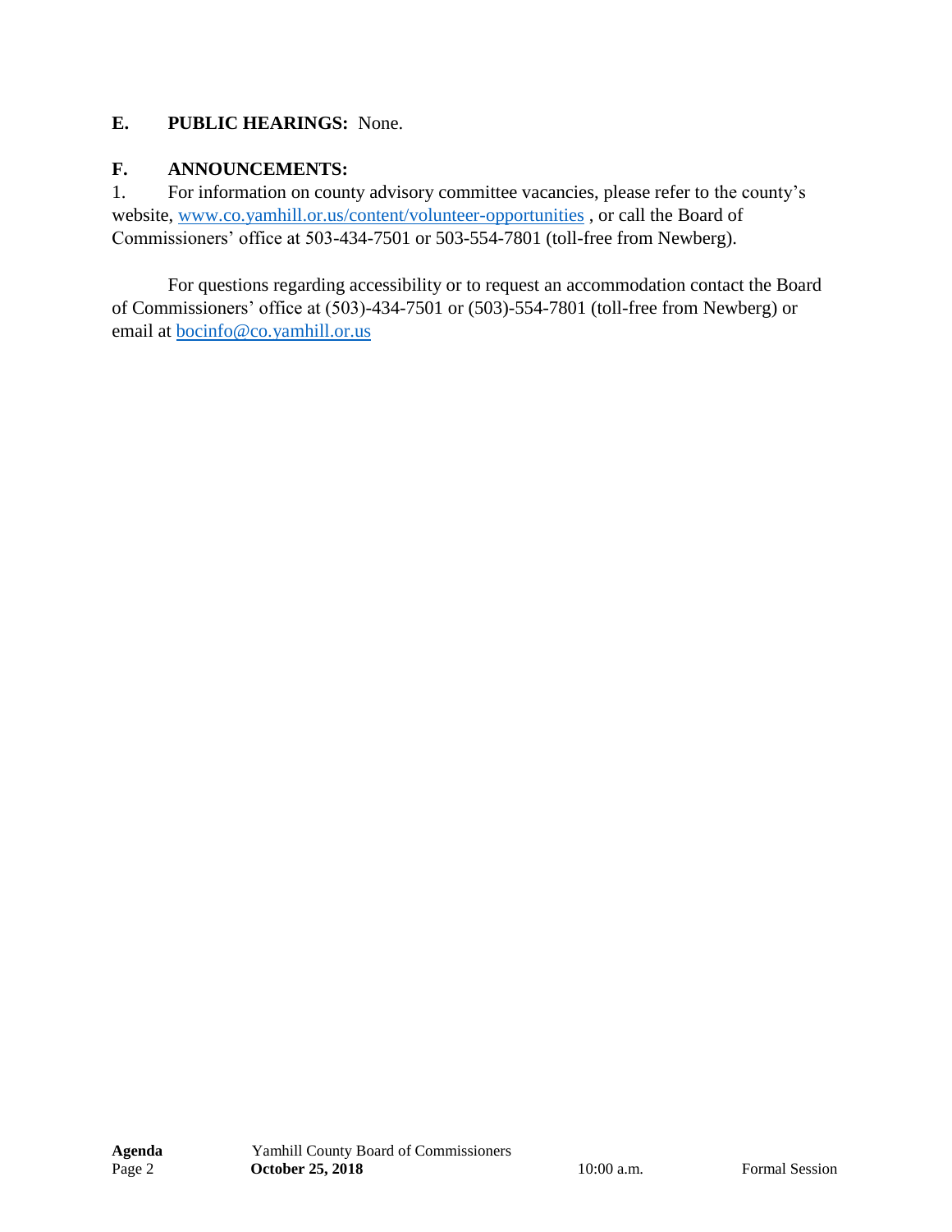## E. PUBLIC HEARINGS: None.

## F. ANNOUNCEMENTS:

1. For information on county advisory committee vacancies, please refer to the county's website, www.co.yamhill.or.us/content/volunteer-opportunities , or call the Board of Commissioners' office at 503-434-7501 or 503-554-7801 (toll-free from Newberg).

For questions regarding accessibility or to request an accommodation contact the Board of Commissioners' office at (503)-434-7501 or (503)-554-7801 (toll-free from Newberg) or email at bocinfo@co.yamhill.or.us